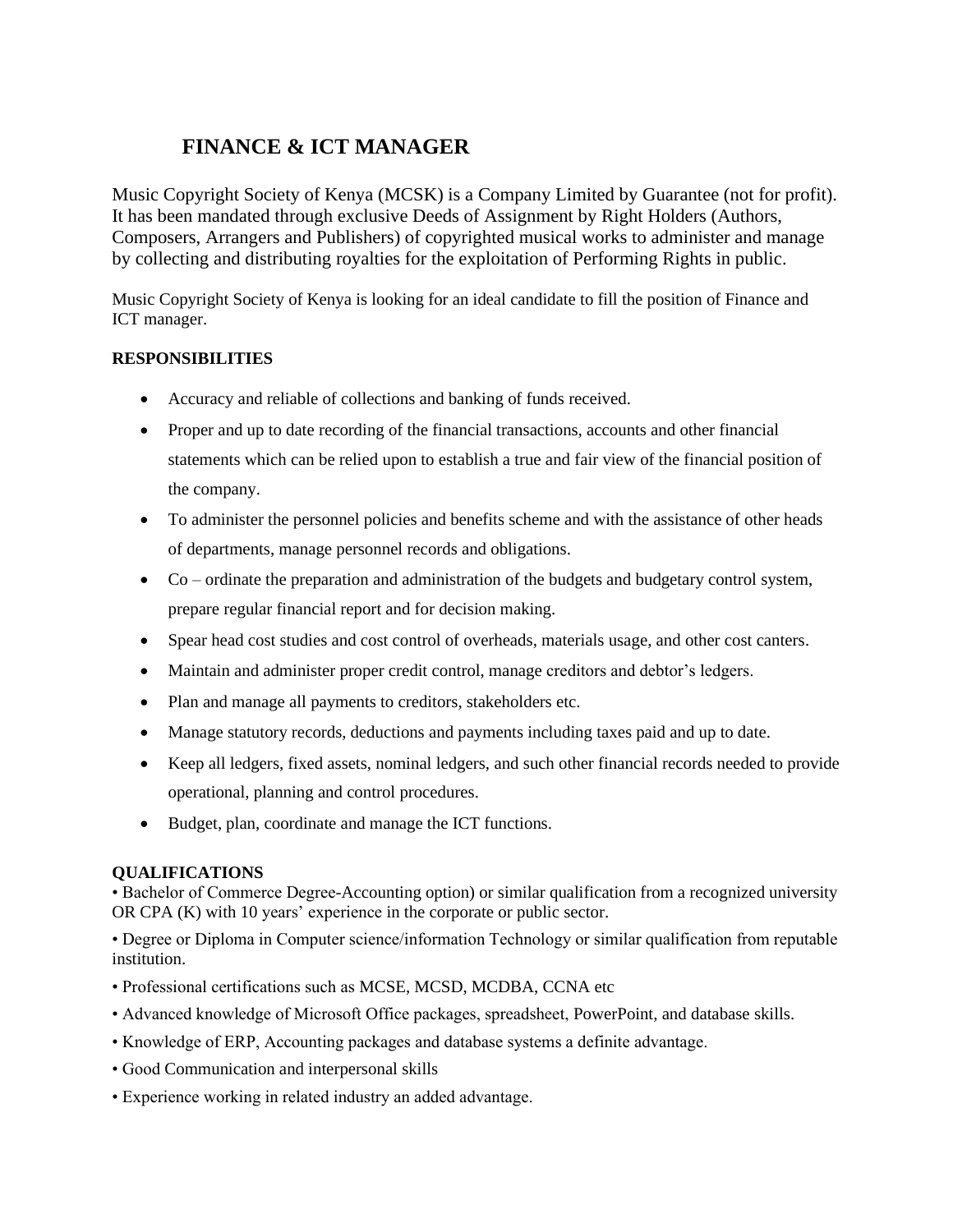# FINANCE & ICT MANAGER

Music Copyright Society of Kenya (MCSK) is a Company Limited by Guarantee (not for profit). It has been mandated through exclusive Deeds of Assignment by Right Holders (Authors, Composers, Arrangers and Publishers) of copyrighted musical works to administer and manage by collecting and distributing royalties for the exploitation of Performing Rights in public.

Music Copyright Society of Kenya is looking for an ideal candidate to fill the position of Finance and ICT manager.

**RESPONSIBILITIES**

- Accuracy and reliable of collections and banking of funds received.
- Proper and up to date recording of the financial transactions, accounts and other financial statements which can be relied upon to establish a true and fair view of the financial position of the company.
- To administer the personnel policies and benefits scheme and with the assistance of other heads of departments, manage personnel records and obligations.
- Co – ordinate the preparation and administration of the budgets and budgetary control system, prepare regular financial report and for decision making.
- Spear head cost studies and cost control of overheads, materials usage, and other cost canters.
- Maintain and administer proper credit control, manage creditors and debtor's ledgers.
- Plan and manage all payments to creditors, stakeholders etc.
- Manage statutory records, deductions and payments including taxes paid and up to date.
- Keep all ledgers, fixed assets, nominal ledgers, and such other financial records needed to provide operational, planning and control procedures.
- Budget, plan, coordinate and manage the ICT functions.

**QUALIFICATIONS**

• Bachelor of Commerce Degree-Accounting option) or similar qualification from a recognized university OR CPA (K) with 10 years' experience in the corporate or public sector.

• Degree or Diploma in Computer science/information Technology or similar qualification from reputable institution.

• Professional certifications such as MCSE, MCSD, MCDBA, CCNA etc

• Advanced knowledge of Microsoft Office packages, spreadsheet, PowerPoint, and database skills.

• Knowledge of ERP, Accounting packages and database systems a definite advantage.

• Good Communication and interpersonal skills

• Experience working in related industry an added advantage.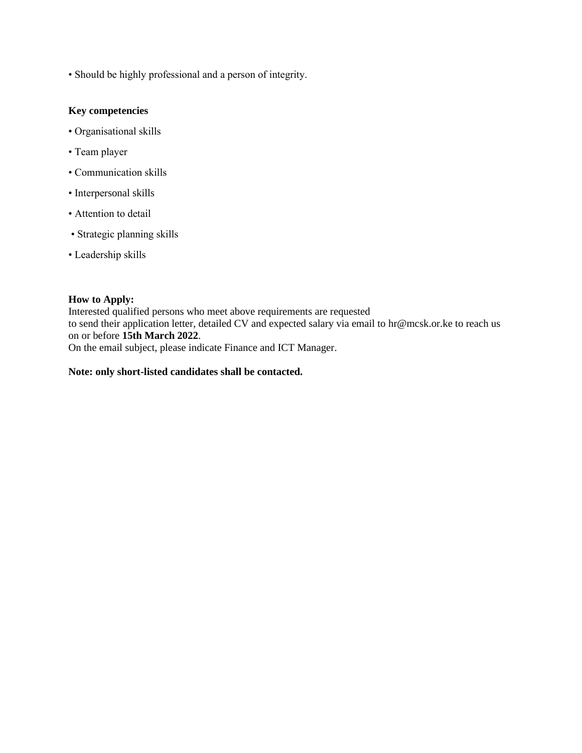• Should be highly professional and a person of integrity.

**Key competencies**

• Organisational skills

• Team player

• Communication skills

• Interpersonal skills

• Attention to detail

• Strategic planning skills

• Leadership skills

**How to Apply:**
Interested qualified persons who meet above requirements are requested to send their application letter, detailed CV and expected salary via email to hr@mcsk.or.ke to reach us on or before **15th March 2022**.
On the email subject, please indicate Finance and ICT Manager.

**Note: only short-listed candidates shall be contacted.**